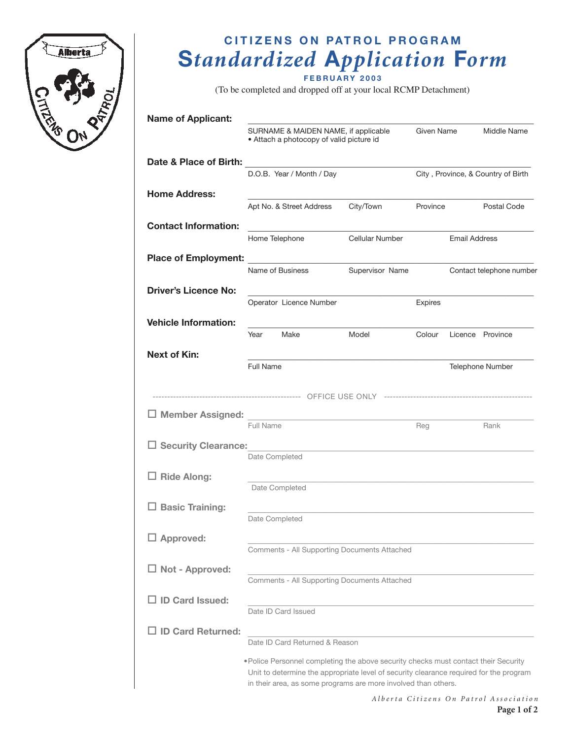# CITIZENS ON PATROL PROGRAM

## *Standardized Application Form*

**FEBRUARY 2003**

(To be completed and dropped off at your local RCMP Detachment)

**Name of Applicant:** ______________________________

SURNAME & MAIDEN NAME, if applicable · Given Name · Middle Name
- Attach a photocopy of valid picture id

**Date & Place of Birth:** ______________________________

D.O.B. Year / Month / Day · City , Province, & Country of Birth

**Home Address:** ______________________________

Apt No. & Street Address · City/Town · Province · Postal Code

**Contact Information:** ______________________________

Home Telephone · Cellular Number · Email Address

**Place of Employment:** ______________________________

Name of Business · Supervisor Name · Contact telephone number

**Driver's Licence No:** ______________________________

Operator Licence Number · Expires

**Vehicle Information:** ______________________________

Year · Make · Model · Colour · Licence · Province

**Next of Kin:** ______________________________

Full Name · Telephone Number

---------------------------------------- OFFICE USE ONLY ----------------------------------------

☐ **Member Assigned:** ______________________________

Full Name · Reg · Rank

☐ **Security Clearance:** ______________________________

Date Completed

☐ **Ride Along:** ______________________________

Date Completed

☐ **Basic Training:** ______________________________

Date Completed

☐ **Approved:** ______________________________

Comments - All Supporting Documents Attached

☐ **Not - Approved:** ______________________________

Comments - All Supporting Documents Attached

☐ **ID Card Issued:** ______________________________

Date ID Card Issued

☐ **ID Card Returned:** ______________________________

Date ID Card Returned & Reason

- Police Personnel completing the above security checks must contact their Security Unit to determine the appropriate level of security clearance required for the program in their area, as some programs are more involved than others.

*Alberta Citizens On Patrol Association*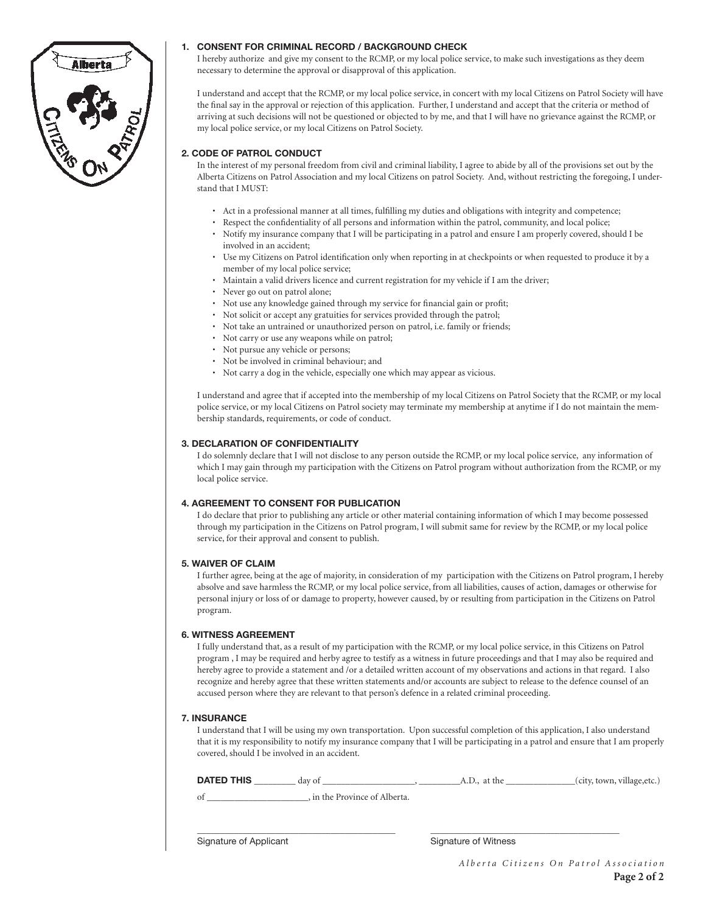## 1. CONSENT FOR CRIMINAL RECORD / BACKGROUND CHECK

I hereby authorize and give my consent to the RCMP, or my local police service, to make such investigations as they deem necessary to determine the approval or disapproval of this application.

I understand and accept that the RCMP, or my local police service, in concert with my local Citizens on Patrol Society will have the final say in the approval or rejection of this application. Further, I understand and accept that the criteria or method of arriving at such decisions will not be questioned or objected to by me, and that I will have no grievance against the RCMP, or my local police service, or my local Citizens on Patrol Society.

## 2. CODE OF PATROL CONDUCT

In the interest of my personal freedom from civil and criminal liability, I agree to abide by all of the provisions set out by the Alberta Citizens on Patrol Association and my local Citizens on patrol Society. And, without restricting the foregoing, I understand that I MUST:

- Act in a professional manner at all times, fulfilling my duties and obligations with integrity and competence;
- Respect the confidentiality of all persons and information within the patrol, community, and local police;
- Notify my insurance company that I will be participating in a patrol and ensure I am properly covered, should I be involved in an accident;
- Use my Citizens on Patrol identification only when reporting in at checkpoints or when requested to produce it by a member of my local police service;
- Maintain a valid drivers licence and current registration for my vehicle if I am the driver;
- Never go out on patrol alone;
- Not use any knowledge gained through my service for financial gain or profit;
- Not solicit or accept any gratuities for services provided through the patrol;
- Not take an untrained or unauthorized person on patrol, i.e. family or friends;
- Not carry or use any weapons while on patrol;
- Not pursue any vehicle or persons;
- Not be involved in criminal behaviour; and
- Not carry a dog in the vehicle, especially one which may appear as vicious.

I understand and agree that if accepted into the membership of my local Citizens on Patrol Society that the RCMP, or my local police service, or my local Citizens on Patrol society may terminate my membership at anytime if I do not maintain the membership standards, requirements, or code of conduct.

## 3. DECLARATION OF CONFIDENTIALITY

I do solemnly declare that I will not disclose to any person outside the RCMP, or my local police service, any information of which I may gain through my participation with the Citizens on Patrol program without authorization from the RCMP, or my local police service.

## 4. AGREEMENT TO CONSENT FOR PUBLICATION

I do declare that prior to publishing any article or other material containing information of which I may become possessed through my participation in the Citizens on Patrol program, I will submit same for review by the RCMP, or my local police service, for their approval and consent to publish.

## 5. WAIVER OF CLAIM

I further agree, being at the age of majority, in consideration of my participation with the Citizens on Patrol program, I hereby absolve and save harmless the RCMP, or my local police service, from all liabilities, causes of action, damages or otherwise for personal injury or loss of or damage to property, however caused, by or resulting from participation in the Citizens on Patrol program.

## 6. WITNESS AGREEMENT

I fully understand that, as a result of my participation with the RCMP, or my local police service, in this Citizens on Patrol program , I may be required and herby agree to testify as a witness in future proceedings and that I may also be required and hereby agree to provide a statement and /or a detailed written account of my observations and actions in that regard. I also recognize and hereby agree that these written statements and/or accounts are subject to release to the defence counsel of an accused person where they are relevant to that person's defence in a related criminal proceeding.

## 7. INSURANCE

I understand that I will be using my own transportation. Upon successful completion of this application, I also understand that it is my responsibility to notify my insurance company that I will be participating in a patrol and ensure that I am properly covered, should I be involved in an accident.

**DATED THIS** _________ day of ___________________, _________A.D., at the _______________(city, town, village,etc.)

of ______________________, in the Province of Alberta.

_____________________________________________ &nbsp;&nbsp;&nbsp;&nbsp; _____________________________________________

Signature of Applicant &nbsp;&nbsp;&nbsp;&nbsp; Signature of Witness

*Alberta Citizens On Patrol Association*